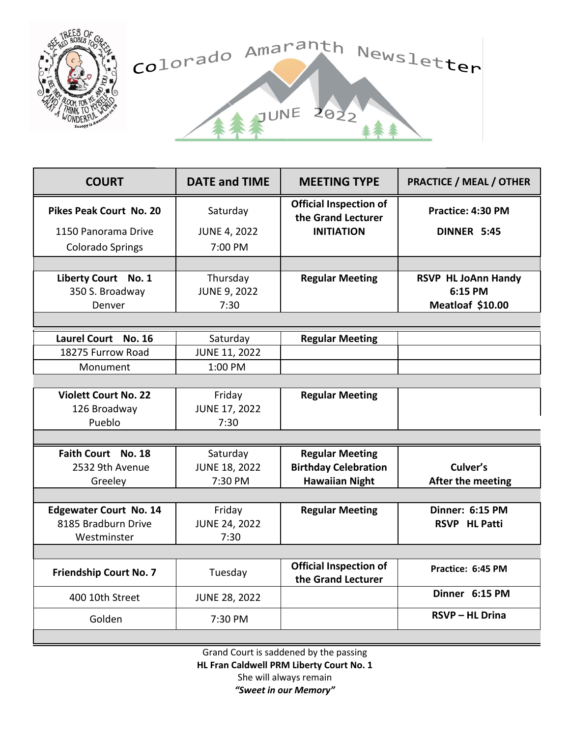# Colorado Amaranth Newsletter

## JUNE 2022

| COURT | DATE and TIME | MEETING TYPE | PRACTICE / MEAL / OTHER |
|---|---|---|---|
| **Pikes Peak Court No. 20**<br>1150 Panorama Drive<br>Colorado Springs | Saturday<br>JUNE 4, 2022<br>7:00 PM | **Official Inspection of the Grand Lecturer**<br>**INITIATION** | **Practice: 4:30 PM**<br>**DINNER 5:45** |
| **Liberty Court No. 1**<br>350 S. Broadway<br>Denver | Thursday<br>JUNE 9, 2022<br>7:30 | **Regular Meeting** | **RSVP HL JoAnn Handy**<br>**6:15 PM**<br>**Meatloaf $10.00** |
| **Laurel Court No. 16**<br>18275 Furrow Road<br>Monument | Saturday<br>JUNE 11, 2022<br>1:00 PM | **Regular Meeting** | |
| **Violett Court No. 22**<br>126 Broadway<br>Pueblo | Friday<br>JUNE 17, 2022<br>7:30 | **Regular Meeting** | |
| **Faith Court No. 18**<br>2532 9th Avenue<br>Greeley | Saturday<br>JUNE 18, 2022<br>7:30 PM | **Regular Meeting**<br>**Birthday Celebration**<br>**Hawaiian Night** | **Culver's**<br>**After the meeting** |
| **Edgewater Court No. 14**<br>8185 Bradburn Drive<br>Westminster | Friday<br>JUNE 24, 2022<br>7:30 | **Regular Meeting** | **Dinner: 6:15 PM**<br>**RSVP HL Patti** |
| **Friendship Court No. 7**<br>400 10th Street<br>Golden | Tuesday<br>JUNE 28, 2022<br>7:30 PM | **Official Inspection of the Grand Lecturer** | **Practice: 6:45 PM**<br>**Dinner 6:15 PM**<br>**RSVP – HL Drina** |

Grand Court is saddened by the passing

**HL Fran Caldwell PRM Liberty Court No. 1**

She will always remain

***"Sweet in our Memory"***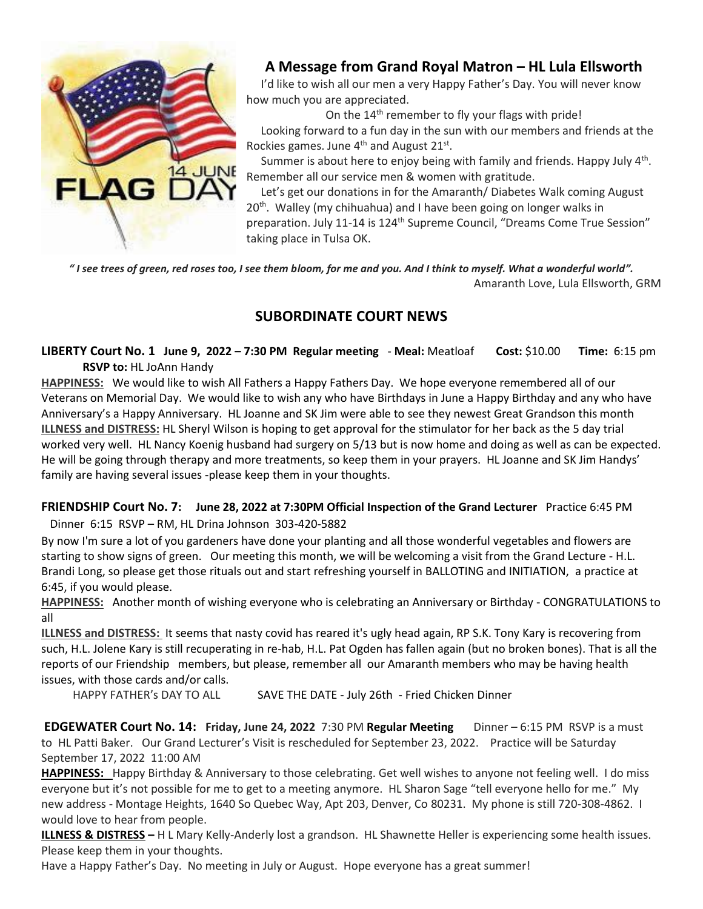## A Message from Grand Royal Matron – HL Lula Ellsworth

I'd like to wish all our men a very Happy Father's Day. You will never know how much you are appreciated.

On the 14th remember to fly your flags with pride!

Looking forward to a fun day in the sun with our members and friends at the Rockies games. June 4th and August 21st.

Summer is about here to enjoy being with family and friends. Happy July 4th. Remember all our service men & women with gratitude.

Let's get our donations in for the Amaranth/ Diabetes Walk coming August 20th. Walley (my chihuahua) and I have been going on longer walks in preparation. July 11-14 is 124th Supreme Council, "Dreams Come True Session" taking place in Tulsa OK.

*" I see trees of green, red roses too, I see them bloom, for me and you. And I think to myself. What a wonderful world".*

Amaranth Love, Lula Ellsworth, GRM

## SUBORDINATE COURT NEWS

**LIBERTY Court No. 1 June 9, 2022 – 7:30 PM Regular meeting** - **Meal:** Meatloaf **Cost:** $10.00 **Time:** 6:15 pm **RSVP to:** HL JoAnn Handy

**HAPPINESS:** We would like to wish All Fathers a Happy Fathers Day. We hope everyone remembered all of our Veterans on Memorial Day. We would like to wish any who have Birthdays in June a Happy Birthday and any who have Anniversary's a Happy Anniversary. HL Joanne and SK Jim were able to see they newest Great Grandson this month

**ILLNESS and DISTRESS:** HL Sheryl Wilson is hoping to get approval for the stimulator for her back as the 5 day trial worked very well. HL Nancy Koenig husband had surgery on 5/13 but is now home and doing as well as can be expected. He will be going through therapy and more treatments, so keep them in your prayers. HL Joanne and SK Jim Handys' family are having several issues -please keep them in your thoughts.

**FRIENDSHIP Court No. 7: June 28, 2022 at 7:30PM Official Inspection of the Grand Lecturer** Practice 6:45 PM Dinner 6:15 RSVP – RM, HL Drina Johnson 303-420-5882

By now I'm sure a lot of you gardeners have done your planting and all those wonderful vegetables and flowers are starting to show signs of green. Our meeting this month, we will be welcoming a visit from the Grand Lecture - H.L. Brandi Long, so please get those rituals out and start refreshing yourself in BALLOTING and INITIATION, a practice at 6:45, if you would please.

**HAPPINESS:** Another month of wishing everyone who is celebrating an Anniversary or Birthday - CONGRATULATIONS to all

**ILLNESS and DISTRESS:** It seems that nasty covid has reared it's ugly head again, RP S.K. Tony Kary is recovering from such, H.L. Jolene Kary is still recuperating in re-hab, H.L. Pat Ogden has fallen again (but no broken bones). That is all the reports of our Friendship members, but please, remember all our Amaranth members who may be having health issues, with those cards and/or calls.

HAPPY FATHER's DAY TO ALL SAVE THE DATE - July 26th - Fried Chicken Dinner

**EDGEWATER Court No. 14: Friday, June 24, 2022** 7:30 PM **Regular Meeting** Dinner – 6:15 PM RSVP is a must to HL Patti Baker. Our Grand Lecturer's Visit is rescheduled for September 23, 2022. Practice will be Saturday September 17, 2022 11:00 AM

**HAPPINESS:** Happy Birthday & Anniversary to those celebrating. Get well wishes to anyone not feeling well. I do miss everyone but it's not possible for me to get to a meeting anymore. HL Sharon Sage "tell everyone hello for me." My new address - Montage Heights, 1640 So Quebec Way, Apt 203, Denver, Co 80231. My phone is still 720-308-4862. I would love to hear from people.

**ILLNESS & DISTRESS –** H L Mary Kelly-Anderly lost a grandson. HL Shawnette Heller is experiencing some health issues. Please keep them in your thoughts.

Have a Happy Father's Day. No meeting in July or August. Hope everyone has a great summer!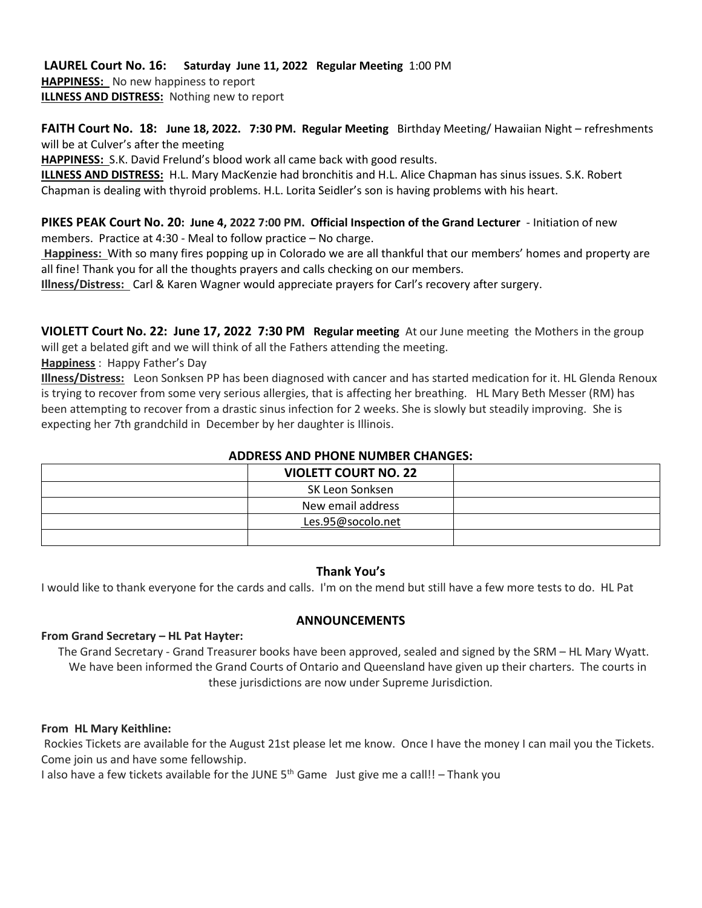**LAUREL Court No. 16:** **Saturday June 11, 2022 Regular Meeting** 1:00 PM
**HAPPINESS:** No new happiness to report
**ILLNESS AND DISTRESS:** Nothing new to report

**FAITH Court No. 18:** **June 18, 2022. 7:30 PM. Regular Meeting** Birthday Meeting/ Hawaiian Night – refreshments will be at Culver's after the meeting
**HAPPINESS:** S.K. David Frelund's blood work all came back with good results.
**ILLNESS AND DISTRESS:** H.L. Mary MacKenzie had bronchitis and H.L. Alice Chapman has sinus issues. S.K. Robert Chapman is dealing with thyroid problems. H.L. Lorita Seidler's son is having problems with his heart.

**PIKES PEAK Court No. 20:** **June 4, 2022 7:00 PM. Official Inspection of the Grand Lecturer** - Initiation of new members. Practice at 4:30 - Meal to follow practice – No charge.
**Happiness:** With so many fires popping up in Colorado we are all thankful that our members' homes and property are all fine! Thank you for all the thoughts prayers and calls checking on our members.
**Illness/Distress:** Carl & Karen Wagner would appreciate prayers for Carl's recovery after surgery.

**VIOLETT Court No. 22:** **June 17, 2022 7:30 PM** **Regular meeting** At our June meeting the Mothers in the group will get a belated gift and we will think of all the Fathers attending the meeting.
**Happiness** : Happy Father's Day
**Illness/Distress:** Leon Sonksen PP has been diagnosed with cancer and has started medication for it. HL Glenda Renoux is trying to recover from some very serious allergies, that is affecting her breathing. HL Mary Beth Messer (RM) has been attempting to recover from a drastic sinus infection for 2 weeks. She is slowly but steadily improving. She is expecting her 7th grandchild in December by her daughter is Illinois.

## ADDRESS AND PHONE NUMBER CHANGES:

| | **VIOLETT COURT NO. 22** | |
|---|---|---|
| | SK Leon Sonksen | |
| | New email address | |
| | Les.95@socolo.net | |
| | | |

## Thank You's

I would like to thank everyone for the cards and calls. I'm on the mend but still have a few more tests to do. HL Pat

## ANNOUNCEMENTS

**From Grand Secretary – HL Pat Hayter:**

The Grand Secretary - Grand Treasurer books have been approved, sealed and signed by the SRM – HL Mary Wyatt. We have been informed the Grand Courts of Ontario and Queensland have given up their charters. The courts in these jurisdictions are now under Supreme Jurisdiction.

**From HL Mary Keithline:**

Rockies Tickets are available for the August 21st please let me know. Once I have the money I can mail you the Tickets. Come join us and have some fellowship.
I also have a few tickets available for the JUNE 5th Game Just give me a call!! – Thank you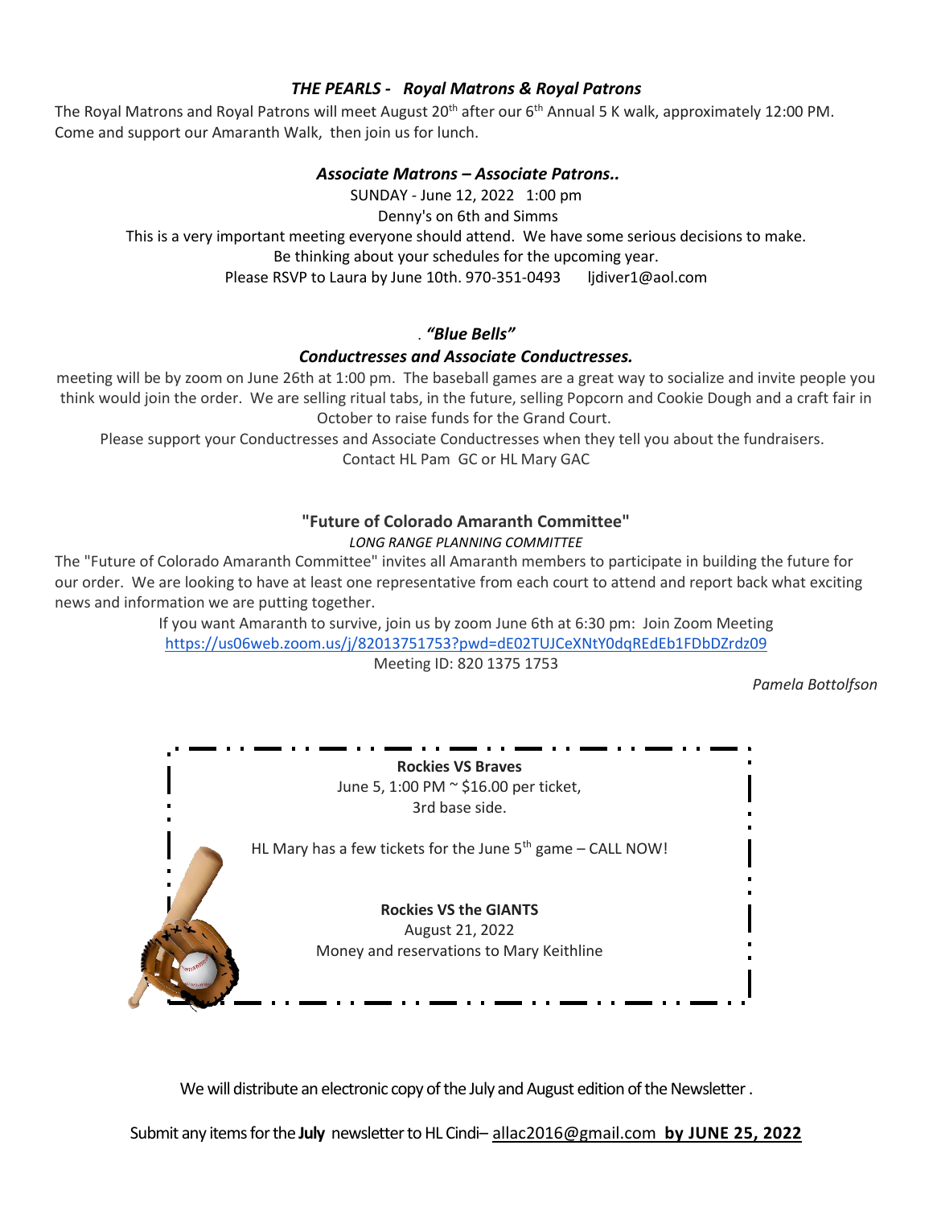### *THE PEARLS - Royal Matrons & Royal Patrons*

The Royal Matrons and Royal Patrons will meet August 20th after our 6th Annual 5 K walk, approximately 12:00 PM. Come and support our Amaranth Walk, then join us for lunch.

### *Associate Matrons – Associate Patrons..*

SUNDAY - June 12, 2022 1:00 pm

Denny's on 6th and Simms

This is a very important meeting everyone should attend. We have some serious decisions to make.

Be thinking about your schedules for the upcoming year.

Please RSVP to Laura by June 10th. 970-351-0493 ljdiver1@aol.com

### . *"Blue Bells"*

### *Conductresses and Associate Conductresses.*

meeting will be by zoom on June 26th at 1:00 pm. The baseball games are a great way to socialize and invite people you think would join the order. We are selling ritual tabs, in the future, selling Popcorn and Cookie Dough and a craft fair in October to raise funds for the Grand Court.

Please support your Conductresses and Associate Conductresses when they tell you about the fundraisers.

Contact HL Pam GC or HL Mary GAC

### "Future of Colorado Amaranth Committee"

*LONG RANGE PLANNING COMMITTEE*

The "Future of Colorado Amaranth Committee" invites all Amaranth members to participate in building the future for our order. We are looking to have at least one representative from each court to attend and report back what exciting news and information we are putting together.

If you want Amaranth to survive, join us by zoom June 6th at 6:30 pm: Join Zoom Meeting
https://us06web.zoom.us/j/82013751753?pwd=dE02TUJCeXNtY0dqREdEb1FDbDZrdz09
Meeting ID: 820 1375 1753

*Pamela Bottolfson*

**Rockies VS Braves**
June 5, 1:00 PM ~ $16.00 per ticket,
3rd base side.

HL Mary has a few tickets for the June 5th game – CALL NOW!

**Rockies VS the GIANTS**
August 21, 2022
Money and reservations to Mary Keithline

We will distribute an electronic copy of the July and August edition of the Newsletter .

Submit any items for the **July** newsletter to HL Cindi– allac2016@gmail.com **by JUNE 25, 2022**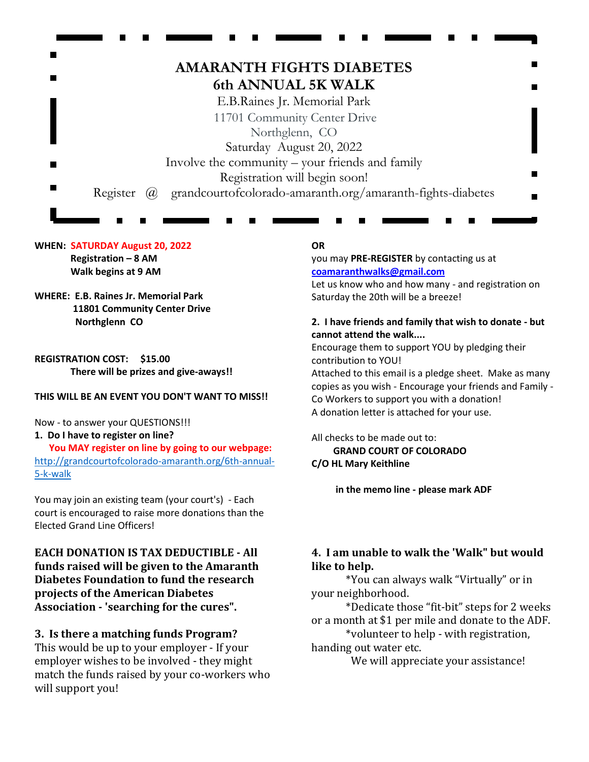# AMARANTH FIGHTS DIABETES

## 6th ANNUAL 5K WALK

E.B.Raines Jr. Memorial Park
11701 Community Center Drive
Northglenn, CO
Saturday August 20, 2022
Involve the community – your friends and family
Registration will begin soon!
Register @ grandcourtofcolorado-amaranth.org/amaranth-fights-diabetes

**WHEN: SATURDAY August 20, 2022**
**Registration – 8 AM**
**Walk begins at 9 AM**

**WHERE: E.B. Raines Jr. Memorial Park**
**11801 Community Center Drive**
**Northglenn CO**

**REGISTRATION COST: $15.00**
**There will be prizes and give-aways!!**

**THIS WILL BE AN EVENT YOU DON'T WANT TO MISS!!**

Now - to answer your QUESTIONS!!!

**1. Do I have to register on line?**
**You MAY register on line by going to our webpage:** http://grandcourtofcolorado-amaranth.org/6th-annual-5-k-walk

You may join an existing team (your court's) - Each court is encouraged to raise more donations than the Elected Grand Line Officers!

**OR**

you may **PRE-REGISTER** by contacting us at **coamaranthwalks@gmail.com**
Let us know who and how many - and registration on Saturday the 20th will be a breeze!

**2. I have friends and family that wish to donate - but cannot attend the walk....**
Encourage them to support YOU by pledging their contribution to YOU!
Attached to this email is a pledge sheet. Make as many copies as you wish - Encourage your friends and Family - Co Workers to support you with a donation!
A donation letter is attached for your use.

All checks to be made out to:
**GRAND COURT OF COLORADO**
**C/O HL Mary Keithline**

**in the memo line - please mark ADF**

**EACH DONATION IS TAX DEDUCTIBLE - All funds raised will be given to the Amaranth Diabetes Foundation to fund the research projects of the American Diabetes Association - 'searching for the cures".**

**3. Is there a matching funds Program?**
This would be up to your employer - If your employer wishes to be involved - they might match the funds raised by your co-workers who will support you!

**4. I am unable to walk the 'Walk" but would like to help.**
*You can always walk "Virtually" or in your neighborhood.
*Dedicate those "fit-bit" steps for 2 weeks or a month at $1 per mile and donate to the ADF.
*volunteer to help - with registration, handing out water etc.
We will appreciate your assistance!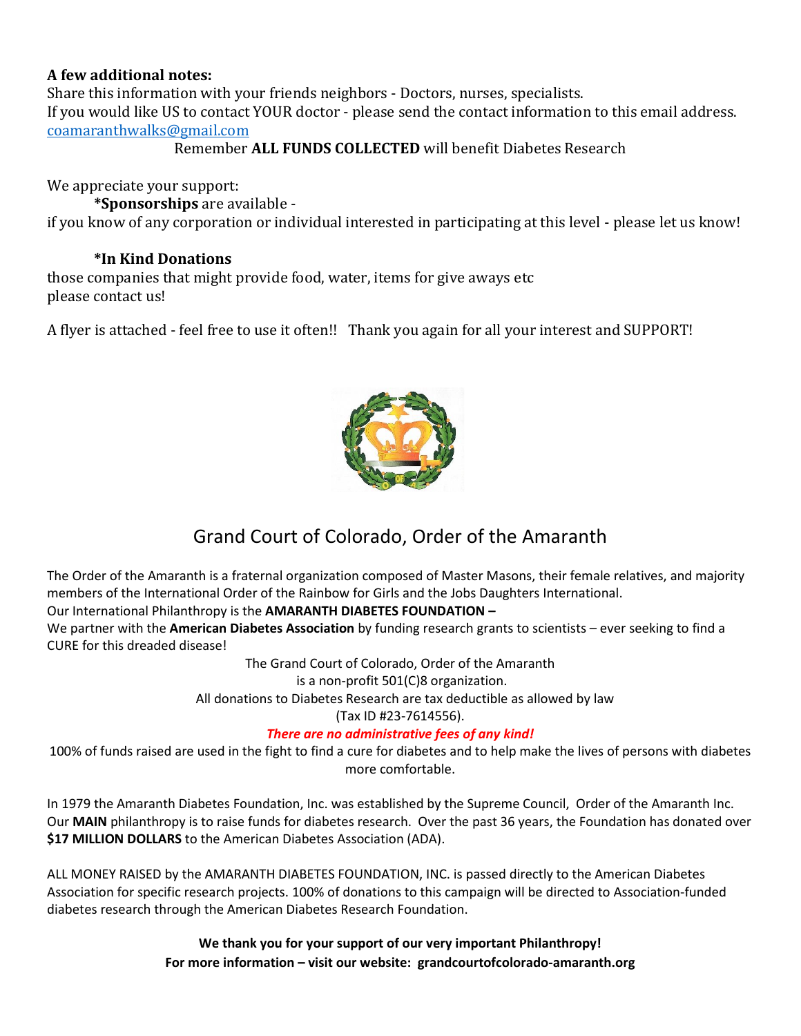**A few additional notes:**

Share this information with your friends neighbors - Doctors, nurses, specialists.
If you would like US to contact YOUR doctor - please send the contact information to this email address.
coamaranthwalks@gmail.com

Remember **ALL FUNDS COLLECTED** will benefit Diabetes Research

We appreciate your support:

***Sponsorships** are available -
if you know of any corporation or individual interested in participating at this level - please let us know!

***In Kind Donations**
those companies that might provide food, water, items for give aways etc
please contact us!

A flyer is attached - feel free to use it often!! Thank you again for all your interest and SUPPORT!

## Grand Court of Colorado, Order of the Amaranth

The Order of the Amaranth is a fraternal organization composed of Master Masons, their female relatives, and majority members of the International Order of the Rainbow for Girls and the Jobs Daughters International.
Our International Philanthropy is the **AMARANTH DIABETES FOUNDATION –**
We partner with the **American Diabetes Association** by funding research grants to scientists – ever seeking to find a CURE for this dreaded disease!

The Grand Court of Colorado, Order of the Amaranth
is a non-profit 501(C)8 organization.
All donations to Diabetes Research are tax deductible as allowed by law
(Tax ID #23-7614556).

***There are no administrative fees of any kind!***

100% of funds raised are used in the fight to find a cure for diabetes and to help make the lives of persons with diabetes more comfortable.

In 1979 the Amaranth Diabetes Foundation, Inc. was established by the Supreme Council, Order of the Amaranth Inc. Our **MAIN** philanthropy is to raise funds for diabetes research. Over the past 36 years, the Foundation has donated over **$17 MILLION DOLLARS** to the American Diabetes Association (ADA).

ALL MONEY RAISED by the AMARANTH DIABETES FOUNDATION, INC. is passed directly to the American Diabetes Association for specific research projects. 100% of donations to this campaign will be directed to Association-funded diabetes research through the American Diabetes Research Foundation.

**We thank you for your support of our very important Philanthropy!**
**For more information – visit our website: grandcourtofcolorado-amaranth.org**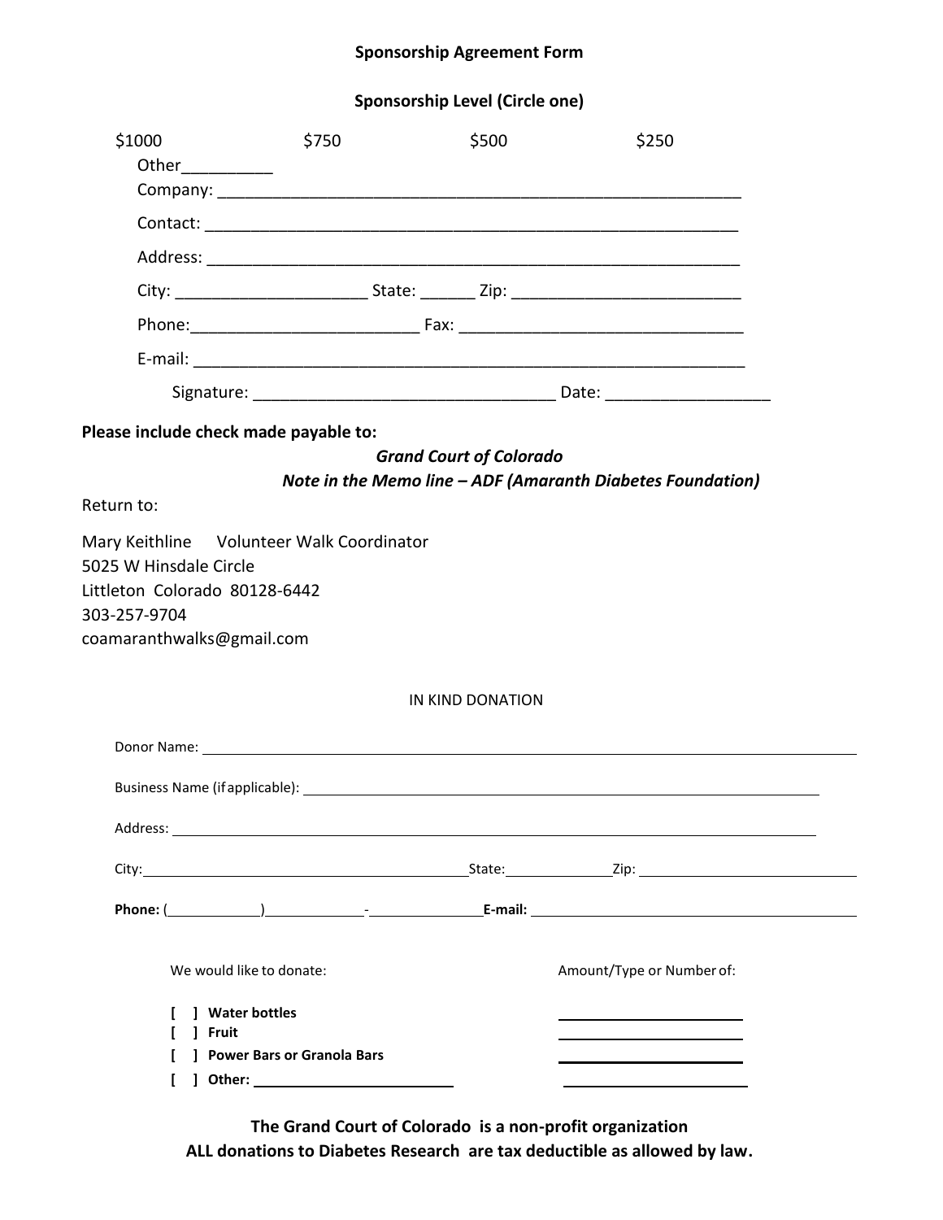## Sponsorship Agreement Form

**Sponsorship Level (Circle one)**

$1000 $750 $500 $250

Other__________

Company: ___________________________________________________________

Contact: ___________________________________________________________

Address: ___________________________________________________________

City: _____________________ State: ______ Zip: _________________________

Phone:_________________________ Fax: _______________________________

E-mail: ______________________________________________________________

Signature: _________________________________ Date: _________________

**Please include check made payable to:**

***Grand Court of Colorado***

***Note in the Memo line – ADF (Amaranth Diabetes Foundation)***

Return to:

Mary Keithline Volunteer Walk Coordinator
5025 W Hinsdale Circle
Littleton Colorado 80128-6442
303-257-9704
coamaranthwalks@gmail.com

IN KIND DONATION

Donor Name: ___________________________________________________________

Business Name (if applicable): ___________________________________________

Address: ______________________________________________________________

City: ______________________________ State: __________ Zip: ____________________

**Phone:** (__________)__________-__________ **E-mail:** ______________________________

| We would like to donate: | Amount/Type or Number of: |
| --- | --- |
| [ ] **Water bottles** | ____________________ |
| [ ] **Fruit** | ____________________ |
| [ ] **Power Bars or Granola Bars** | ____________________ |
| [ ] **Other:** ____________________ | ____________________ |

**The Grand Court of Colorado is a non-profit organization**
**ALL donations to Diabetes Research are tax deductible as allowed by law.**